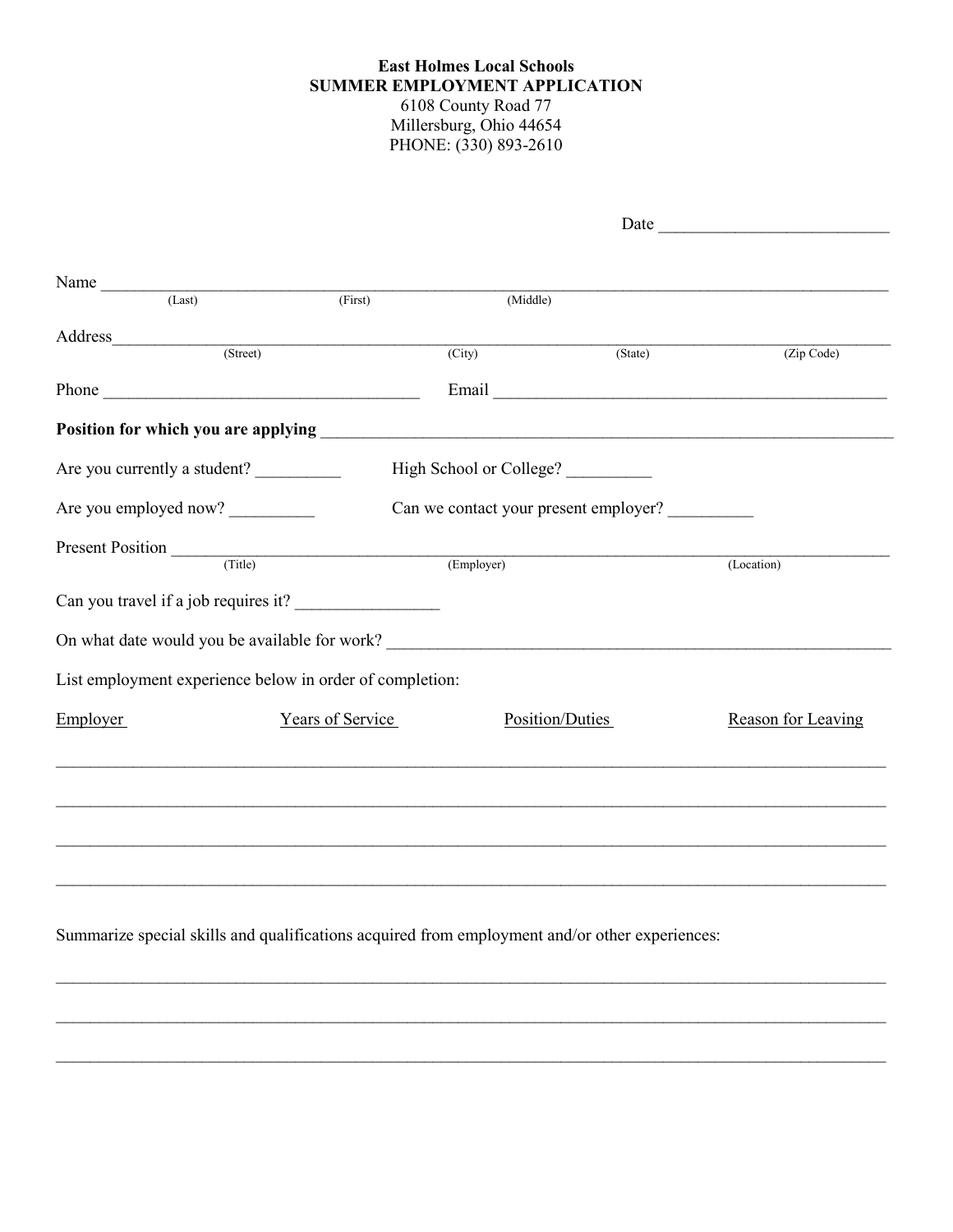**East Holmes Local Schools**
**SUMMER EMPLOYMENT APPLICATION**
6108 County Road 77
Millersburg, Ohio 44654
PHONE: (330) 893-2610

Date ___________________________

Name ________________________________________________________________________________
(Last) (First) (Middle)

Address______________________________________________________________________________
(Street) (City) (State) (Zip Code)

Phone ____________________________________ Email ____________________________________________

**Position for which you are applying** _________________________________________________________________

Are you currently a student? __________ High School or College? __________

Are you employed now? __________ Can we contact your present employer? __________

Present Position _________________________________________________________________________
(Title) (Employer) (Location)

Can you travel if a job requires it? _________________

On what date would you be available for work? _____________________________________________________________

List employment experience below in order of completion:

| Employer | Years of Service | Position/Duties | Reason for Leaving |
| --- | --- | --- | --- |
| | | | |
| | | | |
| | | | |
| | | | |

Summarize special skills and qualifications acquired from employment and/or other experiences:

_____________________________________________________________________________________________

_____________________________________________________________________________________________

_____________________________________________________________________________________________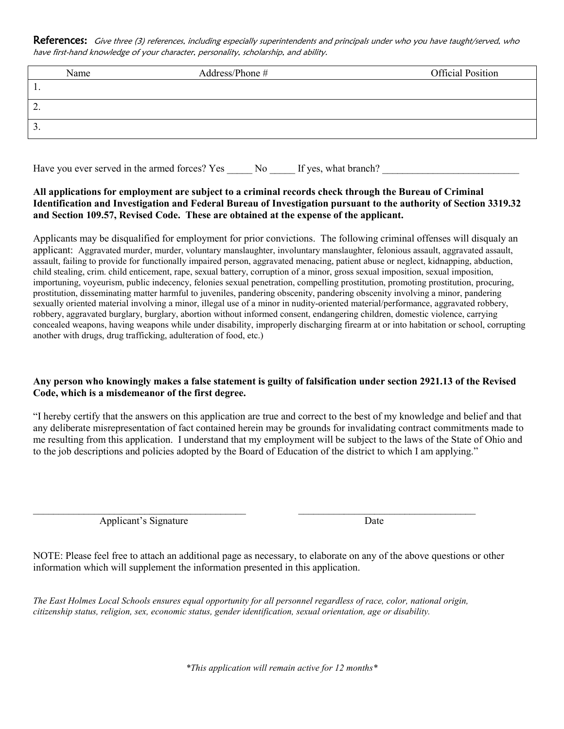**References:** *Give three (3) references, including especially superintendents and principals under who you have taught/served, who have first-hand knowledge of your character, personality, scholarship, and ability.*

| Name | Address/Phone # | Official Position |
|---|---|---|
| 1. | | |
| 2. | | |
| 3. | | |

Have you ever served in the armed forces? Yes _____ No _____ If yes, what branch? ___________________________

**All applications for employment are subject to a criminal records check through the Bureau of Criminal Identification and Investigation and Federal Bureau of Investigation pursuant to the authority of Section 3319.32 and Section 109.57, Revised Code. These are obtained at the expense of the applicant.**

Applicants may be disqualified for employment for prior convictions. The following criminal offenses will disqualy an applicant: Aggravated murder, murder, voluntary manslaughter, involuntary manslaughter, felonious assault, aggravated assault, assault, failing to provide for functionally impaired person, aggravated menacing, patient abuse or neglect, kidnapping, abduction, child stealing, crim. child enticement, rape, sexual battery, corruption of a minor, gross sexual imposition, sexual imposition, importuning, voyeurism, public indecency, felonies sexual penetration, compelling prostitution, promoting prostitution, procuring, prostitution, disseminating matter harmful to juveniles, pandering obscenity, pandering obscenity involving a minor, pandering sexually oriented material involving a minor, illegal use of a minor in nudity-oriented material/performance, aggravated robbery, robbery, aggravated burglary, burglary, abortion without informed consent, endangering children, domestic violence, carrying concealed weapons, having weapons while under disability, improperly discharging firearm at or into habitation or school, corrupting another with drugs, drug trafficking, adulteration of food, etc.)

**Any person who knowingly makes a false statement is guilty of falsification under section 2921.13 of the Revised Code, which is a misdemeanor of the first degree.**

"I hereby certify that the answers on this application are true and correct to the best of my knowledge and belief and that any deliberate misrepresentation of fact contained herein may be grounds for invalidating contract commitments made to me resulting from this application. I understand that my employment will be subject to the laws of the State of Ohio and to the job descriptions and policies adopted by the Board of Education of the district to which I am applying."

_____________________________________________ Applicant's Signature

_____________________________________ Date

NOTE: Please feel free to attach an additional page as necessary, to elaborate on any of the above questions or other information which will supplement the information presented in this application.

*The East Holmes Local Schools ensures equal opportunity for all personnel regardless of race, color, national origin, citizenship status, religion, sex, economic status, gender identification, sexual orientation, age or disability.*

*\*This application will remain active for 12 months\**